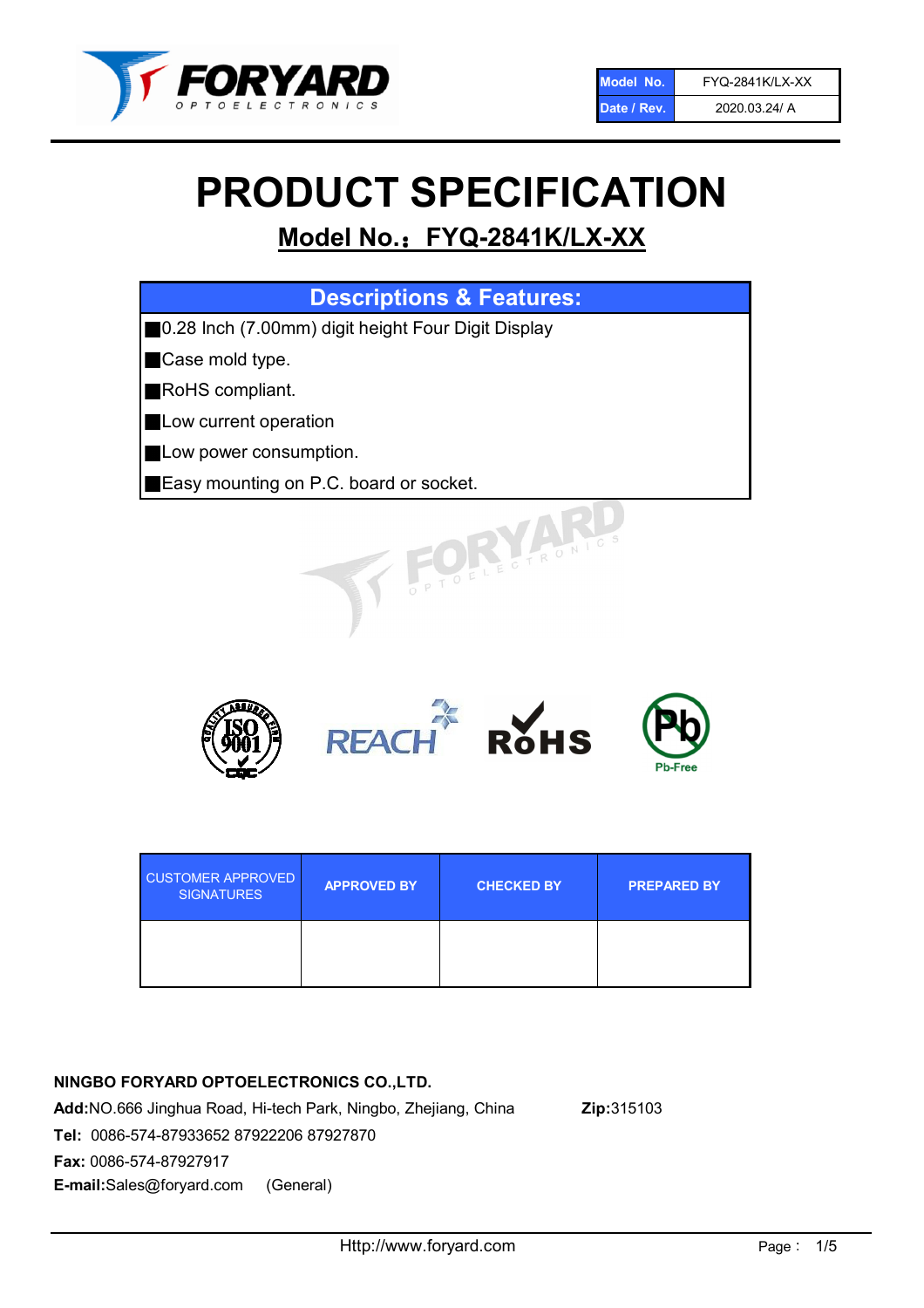| Model No. | FYQ-2841K/LX-XX |
| --- | --- |
| Date / Rev. | 2020.03.24/ A |

# PRODUCT SPECIFICATION

## Model No.：FYQ-2841K/LX-XX

| Descriptions & Features: |
| --- |
| ■0.28 Inch (7.00mm) digit height Four Digit Display |
| ■Case mold type. |
| ■RoHS compliant. |
| ■Low current operation |
| ■Low power consumption. |
| ■Easy mounting on P.C. board or socket. |

| CUSTOMER APPROVED SIGNATURES | APPROVED BY | CHECKED BY | PREPARED BY |
| --- | --- | --- | --- |
| | | | |

**NINGBO FORYARD OPTOELECTRONICS CO.,LTD.**

**Add:**NO.666 Jinghua Road, Hi-tech Park, Ningbo, Zhejiang, China **Zip:**315103

**Tel:** 0086-574-87933652 87922206 87927870

**Fax:** 0086-574-87927917

**E-mail:**Sales@foryard.com (General)

Http://www.foryard.com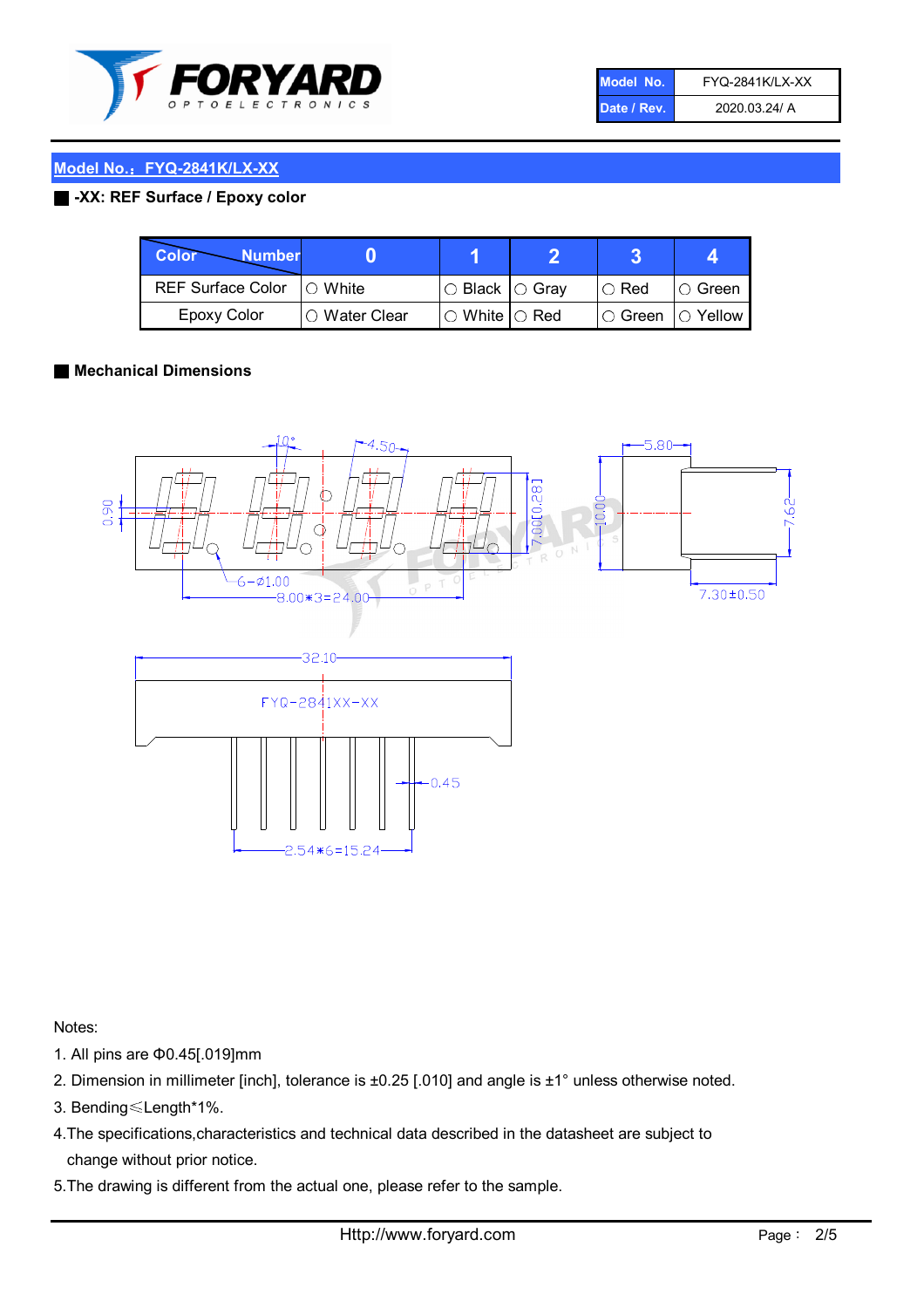| Model No. | FYQ-2841K/LX-XX |
| --- | --- |
| Date / Rev. | 2020.03.24/ A |

## Model No.：FYQ-2841K/LX-XX

**-XX: REF Surface / Epoxy color**

| Color \ Number | 0 | 1 | 2 | 3 | 4 |
| --- | --- | --- | --- | --- | --- |
| REF Surface Color | ○ White | ○ Black | ○ Gray | ○ Red | ○ Green |
| Epoxy Color | ○ Water Clear | ○ White | ○ Red | ○ Green | ○ Yellow |

**Mechanical Dimensions**

Notes:

1. All pins are Φ0.45[.019]mm
2. Dimension in millimeter [inch], tolerance is ±0.25 [.010] and angle is ±1° unless otherwise noted.
3. Bending≤Length*1%.
4. The specifications,characteristics and technical data described in the datasheet are subject to change without prior notice.
5. The drawing is different from the actual one, please refer to the sample.

Http://www.foryard.com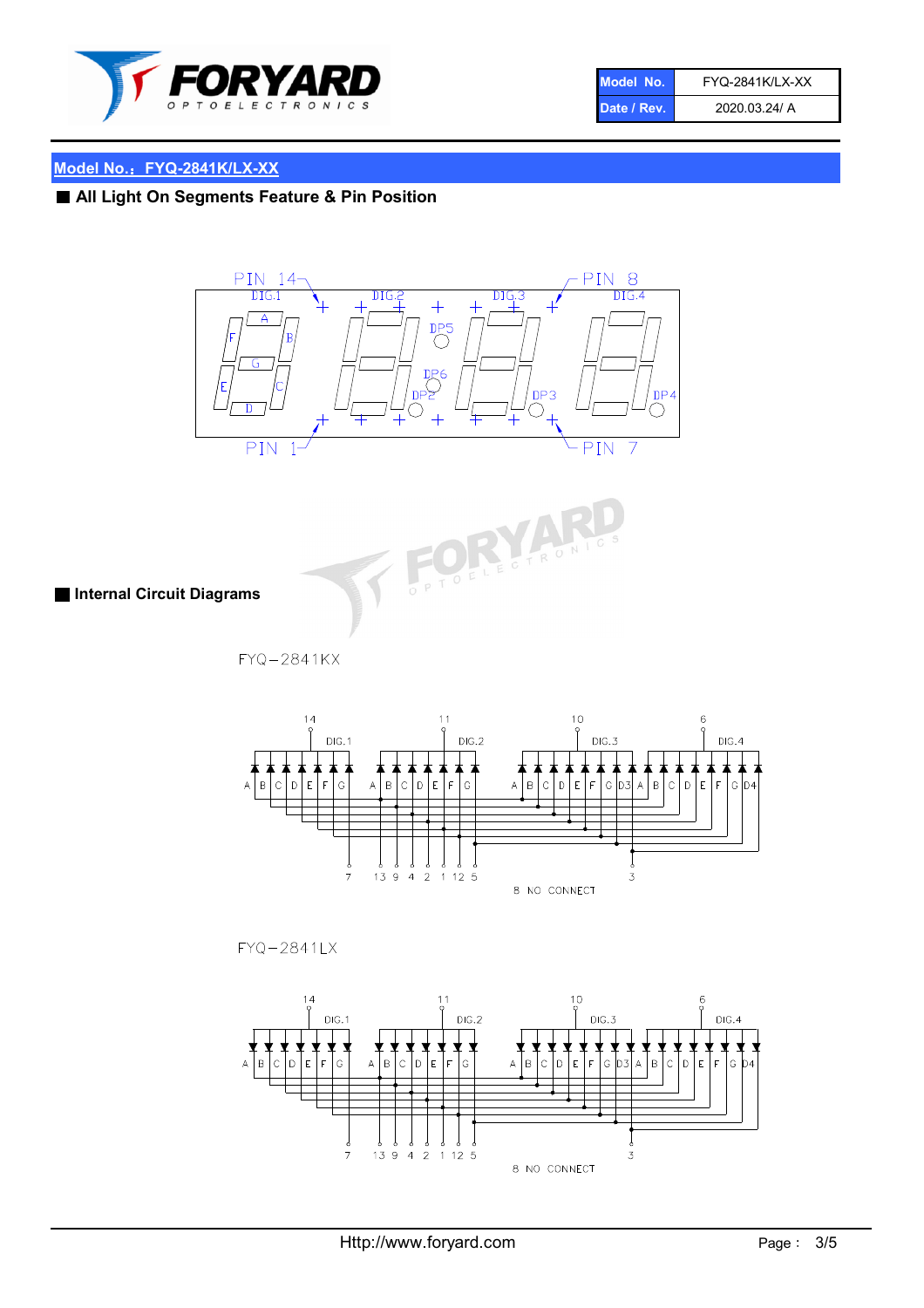## Model No.：FYQ-2841K/LX-XX

### ■ All Light On Segments Feature & Pin Position

PIN 14 DIG.1 DIG.2 DIG.3 PIN 8 DIG.4

A F B G E C D DP5 DP6 DP2 DP3 DP4

PIN 1 PIN 7

### ■ Internal Circuit Diagrams

FYQ−2841KX

14 DIG.1 11 DIG.2 10 DIG.3 6 DIG.4

A B C D E F G A B C D E F G A B C D E F G D3 A B C D E F G D4

7 13 9 4 2 1 12 5 3

8 NO CONNECT

FYQ−2841LX

14 DIG.1 11 DIG.2 10 DIG.3 6 DIG.4

A B C D E F G A B C D E F G A B C D E F G D3 A B C D E F G D4

7 13 9 4 2 1 12 5 3

8 NO CONNECT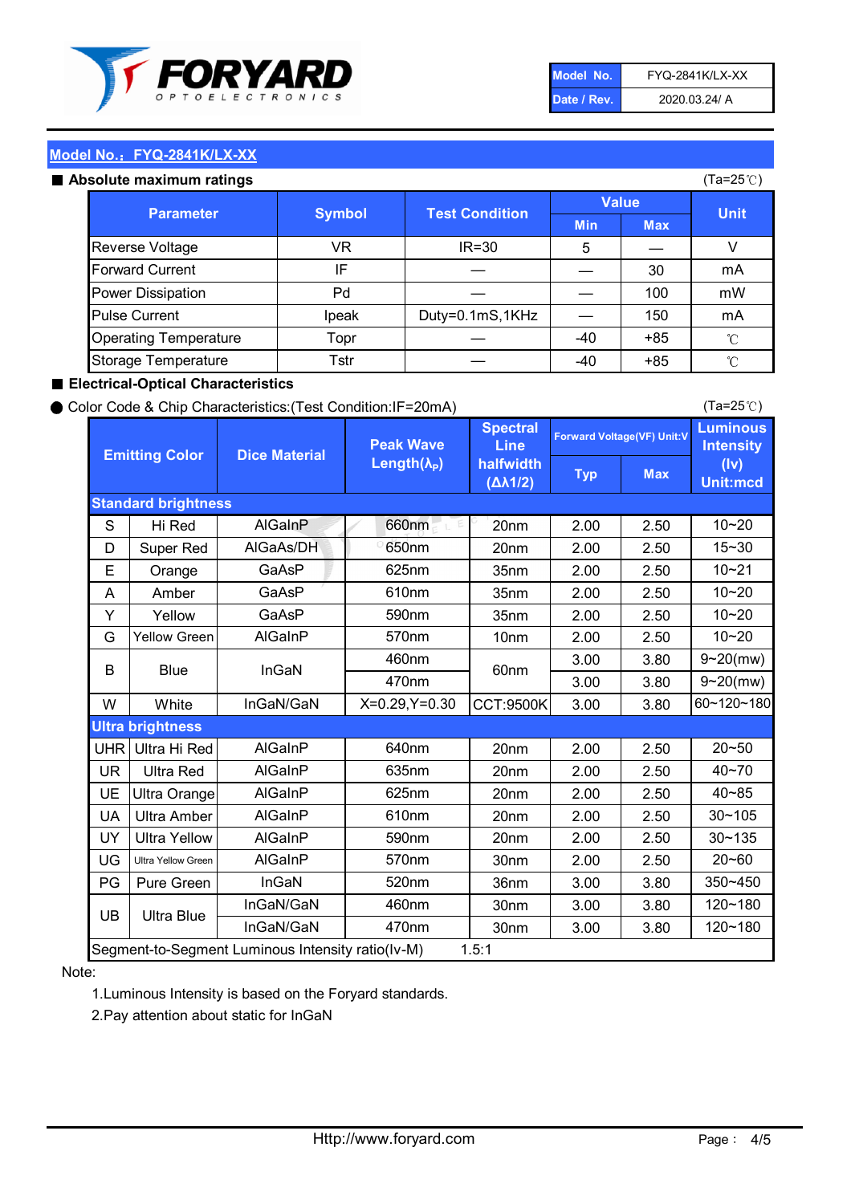| Model No. | FYQ-2841K/LX-XX |
|---|---|
| Date / Rev. | 2020.03.24/ A |

## Model No.：FYQ-2841K/LX-XX

### ■ Absolute maximum ratings

(Ta=25℃)

| Parameter | Symbol | Test Condition | Value | | Unit |
|---|---|---|---|---|---|
| | | | Min | Max | |
| Reverse Voltage | VR | IR=30 | 5 | — | V |
| Forward Current | IF | — | — | 30 | mA |
| Power Dissipation | Pd | — | — | 100 | mW |
| Pulse Current | Ipeak | Duty=0.1mS,1KHz | — | 150 | mA |
| Operating Temperature | Topr | — | -40 | +85 | ℃ |
| Storage Temperature | Tstr | — | -40 | +85 | ℃ |

### ■ Electrical-Optical Characteristics

● Color Code & Chip Characteristics:(Test Condition:IF=20mA)

(Ta=25℃)

| Emitting Color | | Dice Material | Peak Wave Length($\lambda_P$) | Spectral Line halfwidth ($\Delta\lambda 1/2$) | Forward Voltage(VF) Unit:V | | Luminous Intensity (Iv) Unit:mcd |
|---|---|---|---|---|---|---|---|
| | | | | | Typ | Max | |
| **Standard brightness** | | | | | | | |
| S | Hi Red | AlGaInP | 660nm | 20nm | 2.00 | 2.50 | 10~20 |
| D | Super Red | AlGaAs/DH | 650nm | 20nm | 2.00 | 2.50 | 15~30 |
| E | Orange | GaAsP | 625nm | 35nm | 2.00 | 2.50 | 10~21 |
| A | Amber | GaAsP | 610nm | 35nm | 2.00 | 2.50 | 10~20 |
| Y | Yellow | GaAsP | 590nm | 35nm | 2.00 | 2.50 | 10~20 |
| G | Yellow Green | AlGaInP | 570nm | 10nm | 2.00 | 2.50 | 10~20 |
| B | Blue | InGaN | 460nm | 60nm | 3.00 | 3.80 | 9~20(mw) |
| | | | 470nm | | 3.00 | 3.80 | 9~20(mw) |
| W | White | InGaN/GaN | X=0.29,Y=0.30 | CCT:9500K | 3.00 | 3.80 | 60~120~180 |
| **Ultra brightness** | | | | | | | |
| UHR | Ultra Hi Red | AlGaInP | 640nm | 20nm | 2.00 | 2.50 | 20~50 |
| UR | Ultra Red | AlGaInP | 635nm | 20nm | 2.00 | 2.50 | 40~70 |
| UE | Ultra Orange | AlGaInP | 625nm | 20nm | 2.00 | 2.50 | 40~85 |
| UA | Ultra Amber | AlGaInP | 610nm | 20nm | 2.00 | 2.50 | 30~105 |
| UY | Ultra Yellow | AlGaInP | 590nm | 20nm | 2.00 | 2.50 | 30~135 |
| UG | Ultra Yellow Green | AlGaInP | 570nm | 30nm | 2.00 | 2.50 | 20~60 |
| PG | Pure Green | InGaN | 520nm | 36nm | 3.00 | 3.80 | 350~450 |
| UB | Ultra Blue | InGaN/GaN | 460nm | 30nm | 3.00 | 3.80 | 120~180 |
| | | InGaN/GaN | 470nm | 30nm | 3.00 | 3.80 | 120~180 |
| Segment-to-Segment Luminous Intensity ratio(Iv-M) | | | 1.5:1 | | | | |

Note:

1.Luminous Intensity is based on the Foryard standards.

2.Pay attention about static for InGaN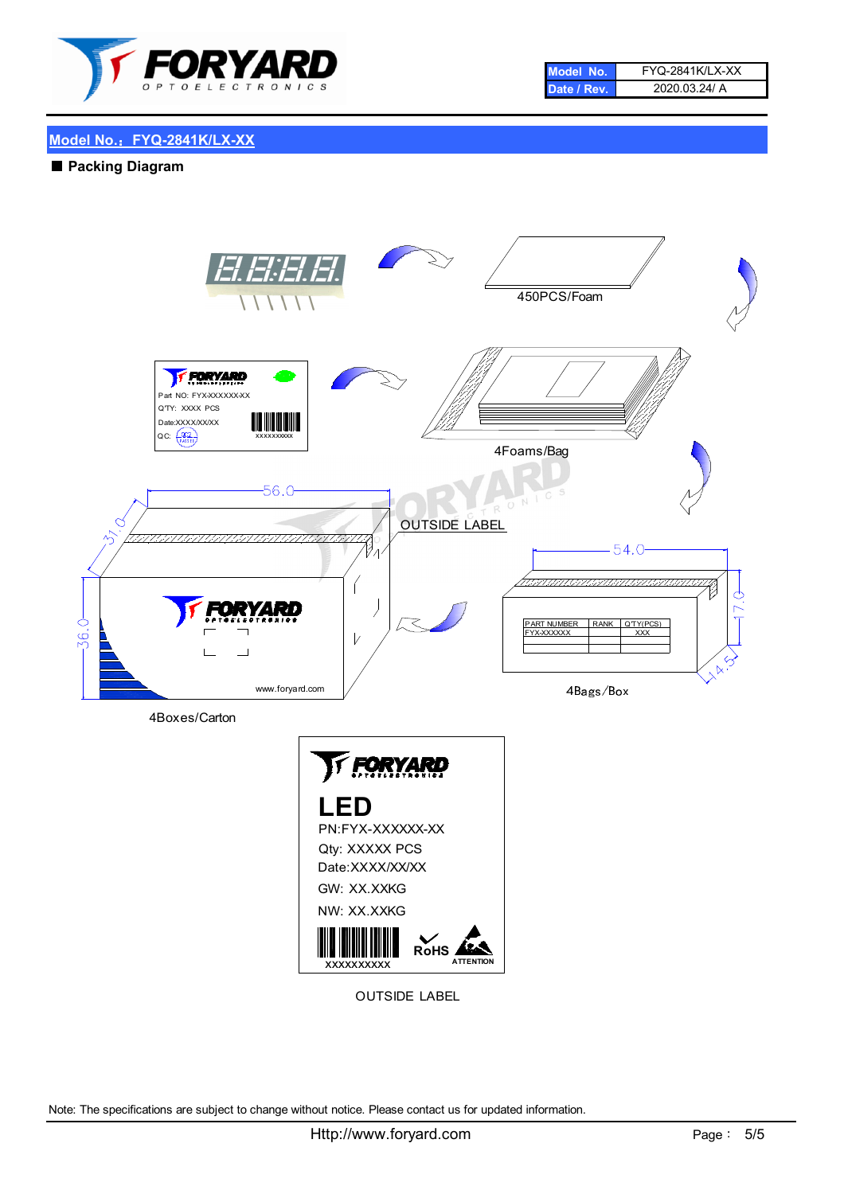| Model No. | FYQ-2841K/LX-XX |
| --- | --- |
| Date / Rev. | 2020.03.24/ A |

## Model No.：FYQ-2841K/LX-XX

### ■ Packing Diagram

450PCS/Foam

Part NO: FYX-XXXXXXX-XX
Q'TY: XXXX PCS
Date:XXXX/XX/XX
QC:
XXXXXXXXXX

4Foams/Bag

56.0
31.0
36.0

OUTSIDE LABEL

www.foryard.com

4Boxes/Carton

54.0
17.0
14.5

| PART NUMBER | RANK | Q'TY(PCS) |
| --- | --- | --- |
| FYX-XXXXXX | | XXX |

4Bags/Box

LED
PN:FYX-XXXXXX-XX
Qty: XXXXX PCS
Date:XXXX/XX/XX
GW: XX.XXKG
NW: XX.XXKG
XXXXXXXXXX
RoHS
ATTENTION

OUTSIDE LABEL

Note: The specifications are subject to change without notice. Please contact us for updated information.